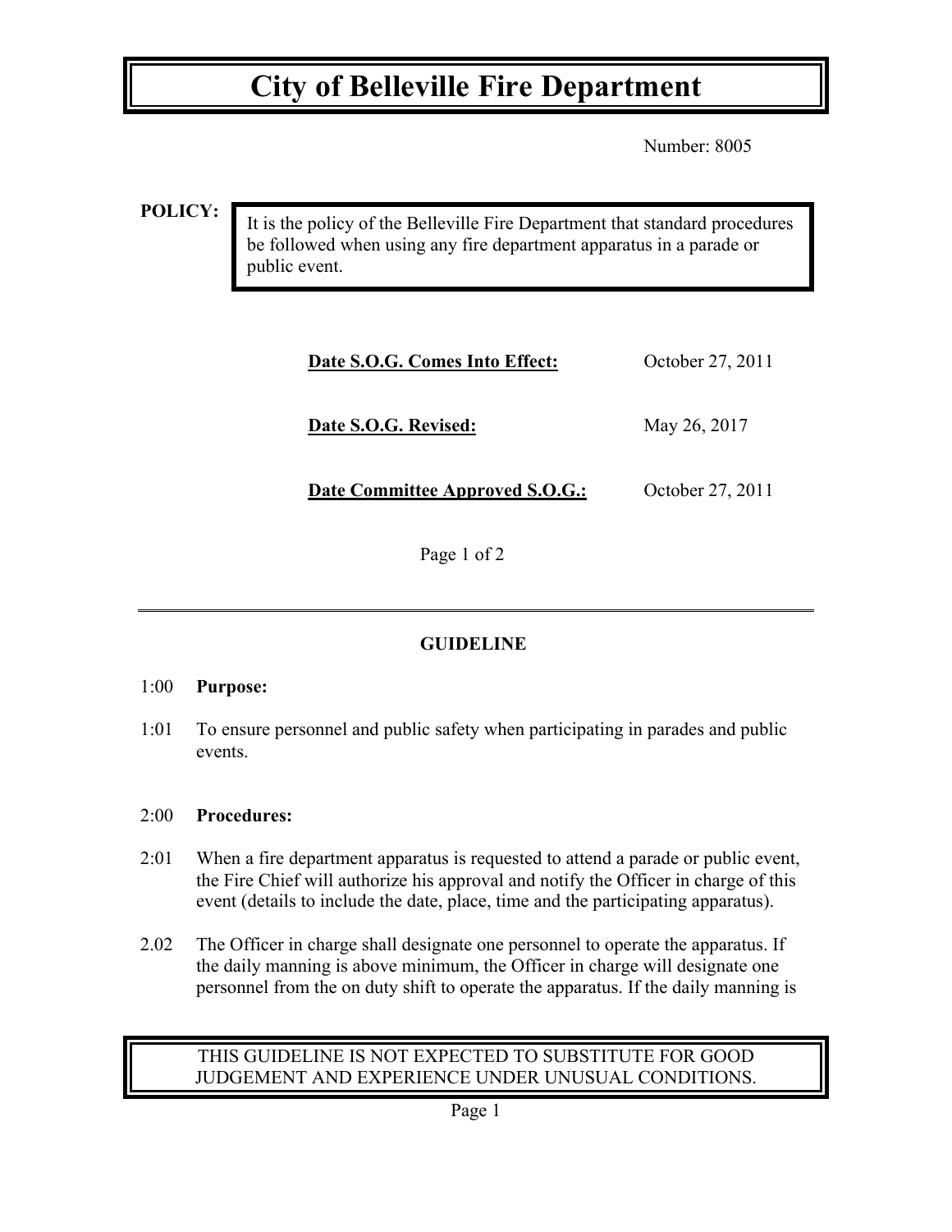# City of Belleville Fire Department

Number: 8005

**POLICY:**

It is the policy of the Belleville Fire Department that standard procedures be followed when using any fire department apparatus in a parade or public event.

| | |
|---|---|
| **Date S.O.G. Comes Into Effect:** | October 27, 2011 |
| **Date S.O.G. Revised:** | May 26, 2017 |
| **Date Committee Approved S.O.G.:** | October 27, 2011 |

Page 1 of 2

---

## GUIDELINE

1:00 **Purpose:**

1:01 To ensure personnel and public safety when participating in parades and public events.

2:00 **Procedures:**

2:01 When a fire department apparatus is requested to attend a parade or public event, the Fire Chief will authorize his approval and notify the Officer in charge of this event (details to include the date, place, time and the participating apparatus).

2.02 The Officer in charge shall designate one personnel to operate the apparatus. If the daily manning is above minimum, the Officer in charge will designate one personnel from the on duty shift to operate the apparatus. If the daily manning is

THIS GUIDELINE IS NOT EXPECTED TO SUBSTITUTE FOR GOOD JUDGEMENT AND EXPERIENCE UNDER UNUSUAL CONDITIONS.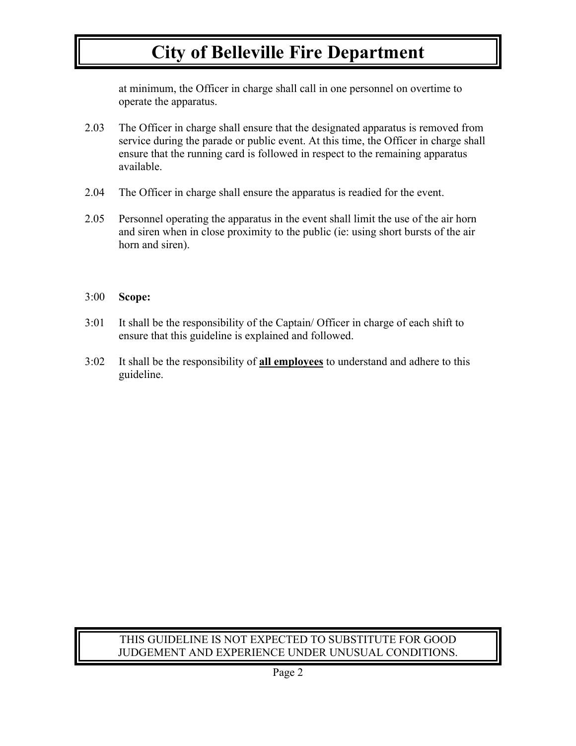at minimum, the Officer in charge shall call in one personnel on overtime to operate the apparatus.

2.03 The Officer in charge shall ensure that the designated apparatus is removed from service during the parade or public event. At this time, the Officer in charge shall ensure that the running card is followed in respect to the remaining apparatus available.

2.04 The Officer in charge shall ensure the apparatus is readied for the event.

2.05 Personnel operating the apparatus in the event shall limit the use of the air horn and siren when in close proximity to the public (ie: using short bursts of the air horn and siren).

3:00 **Scope:**

3:01 It shall be the responsibility of the Captain/ Officer in charge of each shift to ensure that this guideline is explained and followed.

3:02 It shall be the responsibility of **all employees** to understand and adhere to this guideline.

THIS GUIDELINE IS NOT EXPECTED TO SUBSTITUTE FOR GOOD JUDGEMENT AND EXPERIENCE UNDER UNUSUAL CONDITIONS.